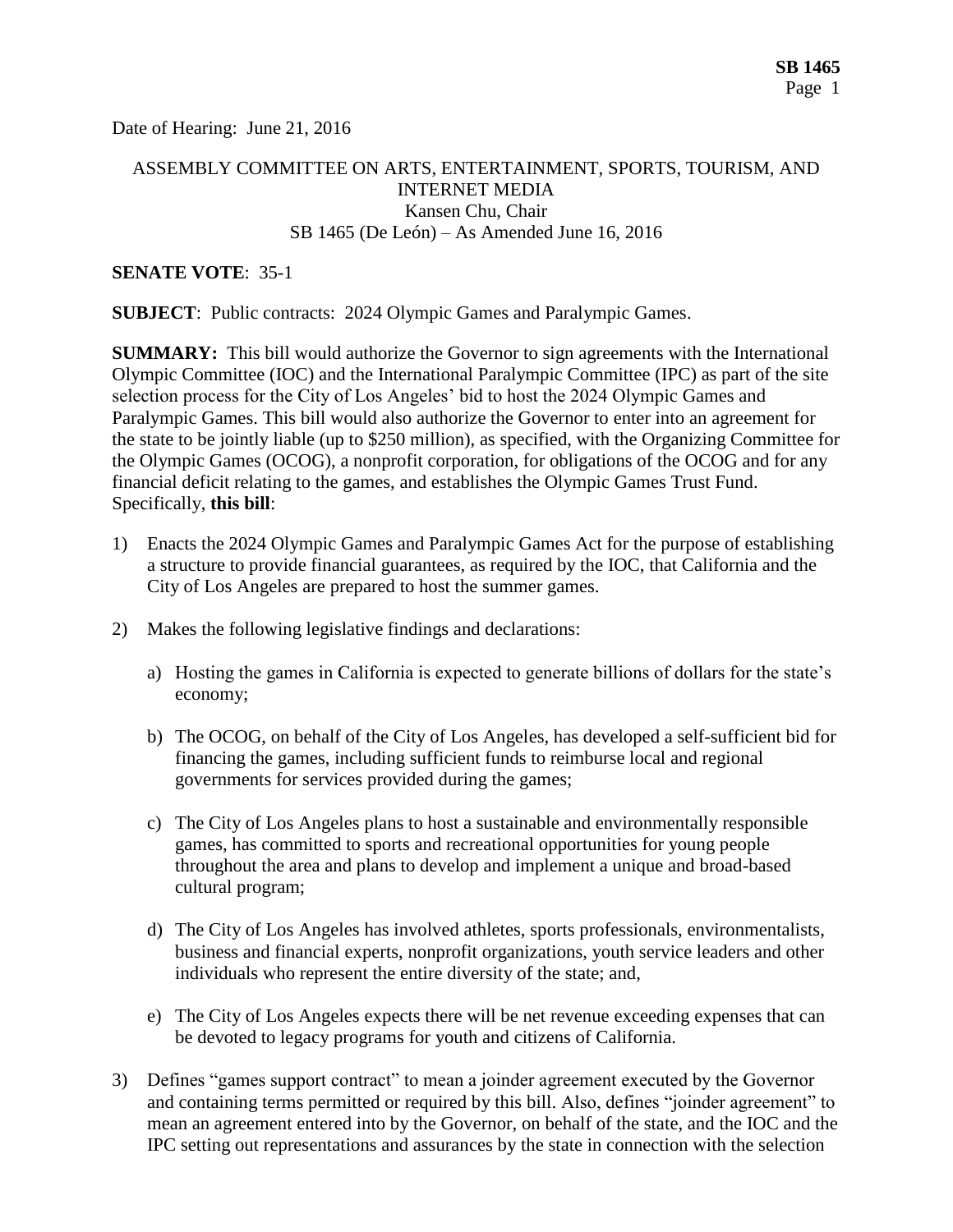Date of Hearing: June 21, 2016

ASSEMBLY COMMITTEE ON ARTS, ENTERTAINMENT, SPORTS, TOURISM, AND INTERNET MEDIA
Kansen Chu, Chair
SB 1465 (De León) – As Amended June 16, 2016

**SENATE VOTE**: 35-1

**SUBJECT**: Public contracts: 2024 Olympic Games and Paralympic Games.

**SUMMARY:** This bill would authorize the Governor to sign agreements with the International Olympic Committee (IOC) and the International Paralympic Committee (IPC) as part of the site selection process for the City of Los Angeles' bid to host the 2024 Olympic Games and Paralympic Games. This bill would also authorize the Governor to enter into an agreement for the state to be jointly liable (up to $250 million), as specified, with the Organizing Committee for the Olympic Games (OCOG), a nonprofit corporation, for obligations of the OCOG and for any financial deficit relating to the games, and establishes the Olympic Games Trust Fund. Specifically, **this bill**:

1) Enacts the 2024 Olympic Games and Paralympic Games Act for the purpose of establishing a structure to provide financial guarantees, as required by the IOC, that California and the City of Los Angeles are prepared to host the summer games.

2) Makes the following legislative findings and declarations:

   a) Hosting the games in California is expected to generate billions of dollars for the state's economy;

   b) The OCOG, on behalf of the City of Los Angeles, has developed a self-sufficient bid for financing the games, including sufficient funds to reimburse local and regional governments for services provided during the games;

   c) The City of Los Angeles plans to host a sustainable and environmentally responsible games, has committed to sports and recreational opportunities for young people throughout the area and plans to develop and implement a unique and broad-based cultural program;

   d) The City of Los Angeles has involved athletes, sports professionals, environmentalists, business and financial experts, nonprofit organizations, youth service leaders and other individuals who represent the entire diversity of the state; and,

   e) The City of Los Angeles expects there will be net revenue exceeding expenses that can be devoted to legacy programs for youth and citizens of California.

3) Defines "games support contract" to mean a joinder agreement executed by the Governor and containing terms permitted or required by this bill. Also, defines "joinder agreement" to mean an agreement entered into by the Governor, on behalf of the state, and the IOC and the IPC setting out representations and assurances by the state in connection with the selection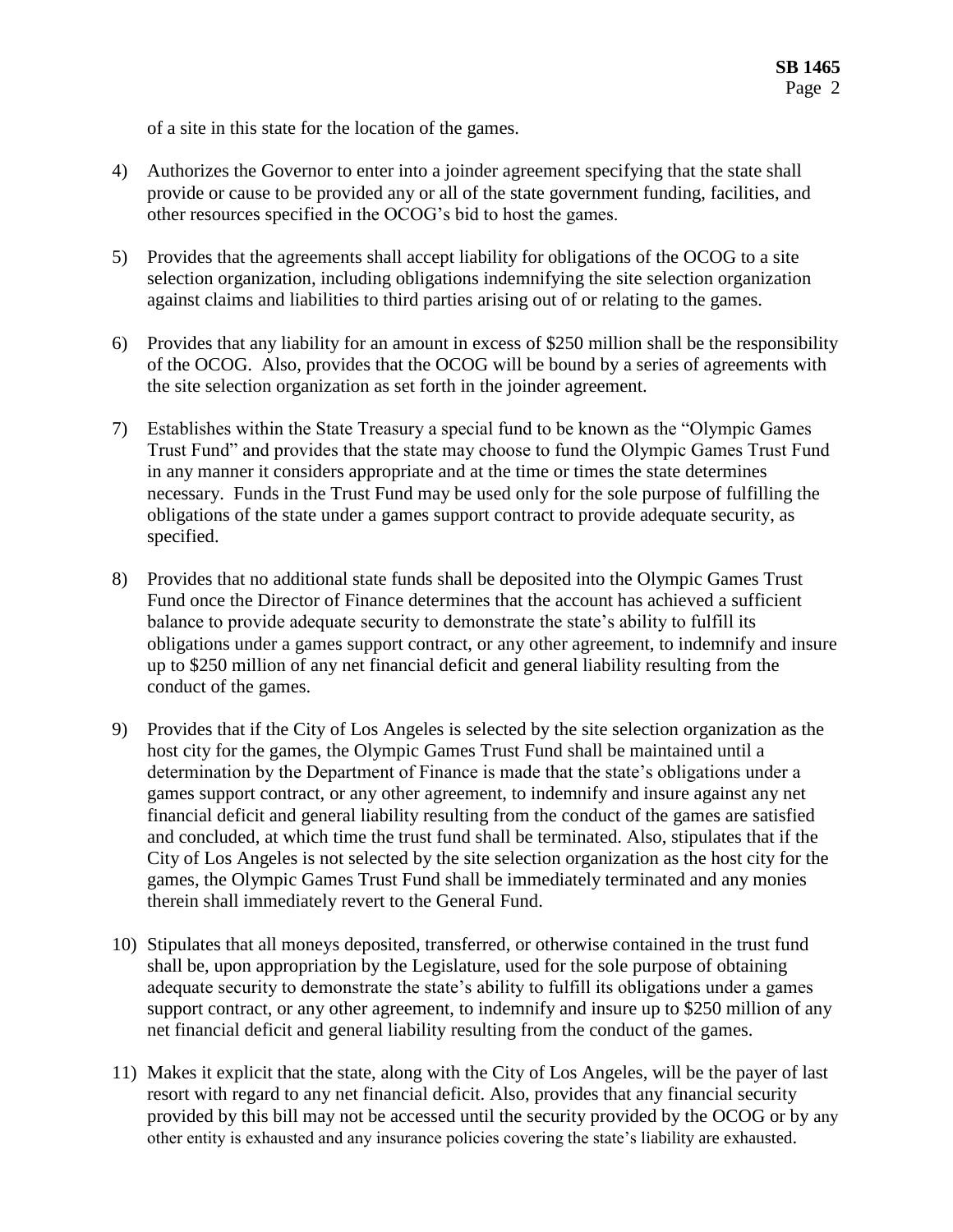of a site in this state for the location of the games.

4) Authorizes the Governor to enter into a joinder agreement specifying that the state shall provide or cause to be provided any or all of the state government funding, facilities, and other resources specified in the OCOG's bid to host the games.

5) Provides that the agreements shall accept liability for obligations of the OCOG to a site selection organization, including obligations indemnifying the site selection organization against claims and liabilities to third parties arising out of or relating to the games.

6) Provides that any liability for an amount in excess of $250 million shall be the responsibility of the OCOG. Also, provides that the OCOG will be bound by a series of agreements with the site selection organization as set forth in the joinder agreement.

7) Establishes within the State Treasury a special fund to be known as the "Olympic Games Trust Fund" and provides that the state may choose to fund the Olympic Games Trust Fund in any manner it considers appropriate and at the time or times the state determines necessary. Funds in the Trust Fund may be used only for the sole purpose of fulfilling the obligations of the state under a games support contract to provide adequate security, as specified.

8) Provides that no additional state funds shall be deposited into the Olympic Games Trust Fund once the Director of Finance determines that the account has achieved a sufficient balance to provide adequate security to demonstrate the state's ability to fulfill its obligations under a games support contract, or any other agreement, to indemnify and insure up to $250 million of any net financial deficit and general liability resulting from the conduct of the games.

9) Provides that if the City of Los Angeles is selected by the site selection organization as the host city for the games, the Olympic Games Trust Fund shall be maintained until a determination by the Department of Finance is made that the state's obligations under a games support contract, or any other agreement, to indemnify and insure against any net financial deficit and general liability resulting from the conduct of the games are satisfied and concluded, at which time the trust fund shall be terminated. Also, stipulates that if the City of Los Angeles is not selected by the site selection organization as the host city for the games, the Olympic Games Trust Fund shall be immediately terminated and any monies therein shall immediately revert to the General Fund.

10) Stipulates that all moneys deposited, transferred, or otherwise contained in the trust fund shall be, upon appropriation by the Legislature, used for the sole purpose of obtaining adequate security to demonstrate the state's ability to fulfill its obligations under a games support contract, or any other agreement, to indemnify and insure up to $250 million of any net financial deficit and general liability resulting from the conduct of the games.

11) Makes it explicit that the state, along with the City of Los Angeles, will be the payer of last resort with regard to any net financial deficit. Also, provides that any financial security provided by this bill may not be accessed until the security provided by the OCOG or by any other entity is exhausted and any insurance policies covering the state's liability are exhausted.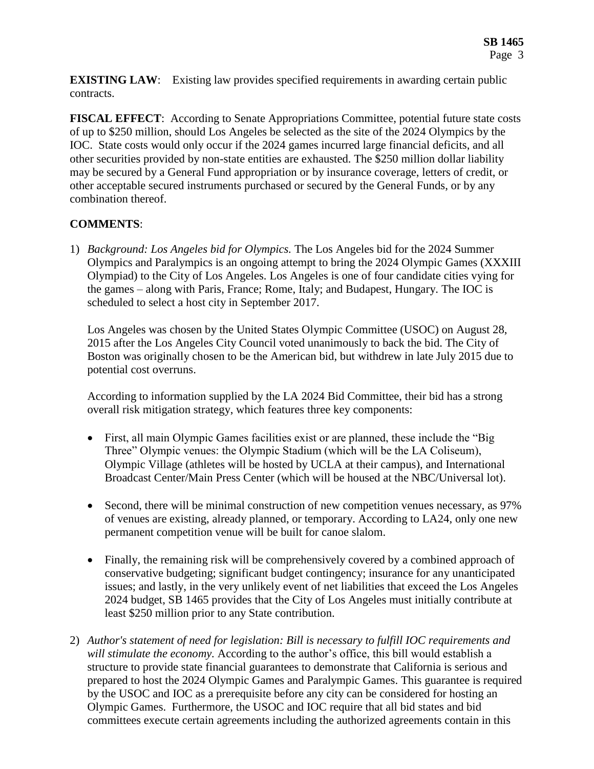**EXISTING LAW**: Existing law provides specified requirements in awarding certain public contracts.

**FISCAL EFFECT**: According to Senate Appropriations Committee, potential future state costs of up to $250 million, should Los Angeles be selected as the site of the 2024 Olympics by the IOC. State costs would only occur if the 2024 games incurred large financial deficits, and all other securities provided by non-state entities are exhausted. The $250 million dollar liability may be secured by a General Fund appropriation or by insurance coverage, letters of credit, or other acceptable secured instruments purchased or secured by the General Funds, or by any combination thereof.

**COMMENTS**:

1) *Background: Los Angeles bid for Olympics.* The Los Angeles bid for the 2024 Summer Olympics and Paralympics is an ongoing attempt to bring the 2024 Olympic Games (XXXIII Olympiad) to the City of Los Angeles. Los Angeles is one of four candidate cities vying for the games – along with Paris, France; Rome, Italy; and Budapest, Hungary. The IOC is scheduled to select a host city in September 2017.

   Los Angeles was chosen by the United States Olympic Committee (USOC) on August 28, 2015 after the Los Angeles City Council voted unanimously to back the bid. The City of Boston was originally chosen to be the American bid, but withdrew in late July 2015 due to potential cost overruns.

   According to information supplied by the LA 2024 Bid Committee, their bid has a strong overall risk mitigation strategy, which features three key components:

   - First, all main Olympic Games facilities exist or are planned, these include the "Big Three" Olympic venues: the Olympic Stadium (which will be the LA Coliseum), Olympic Village (athletes will be hosted by UCLA at their campus), and International Broadcast Center/Main Press Center (which will be housed at the NBC/Universal lot).

   - Second, there will be minimal construction of new competition venues necessary, as 97% of venues are existing, already planned, or temporary. According to LA24, only one new permanent competition venue will be built for canoe slalom.

   - Finally, the remaining risk will be comprehensively covered by a combined approach of conservative budgeting; significant budget contingency; insurance for any unanticipated issues; and lastly, in the very unlikely event of net liabilities that exceed the Los Angeles 2024 budget, SB 1465 provides that the City of Los Angeles must initially contribute at least $250 million prior to any State contribution.

2) *Author's statement of need for legislation: Bill is necessary to fulfill IOC requirements and will stimulate the economy.* According to the author's office, this bill would establish a structure to provide state financial guarantees to demonstrate that California is serious and prepared to host the 2024 Olympic Games and Paralympic Games. This guarantee is required by the USOC and IOC as a prerequisite before any city can be considered for hosting an Olympic Games. Furthermore, the USOC and IOC require that all bid states and bid committees execute certain agreements including the authorized agreements contain in this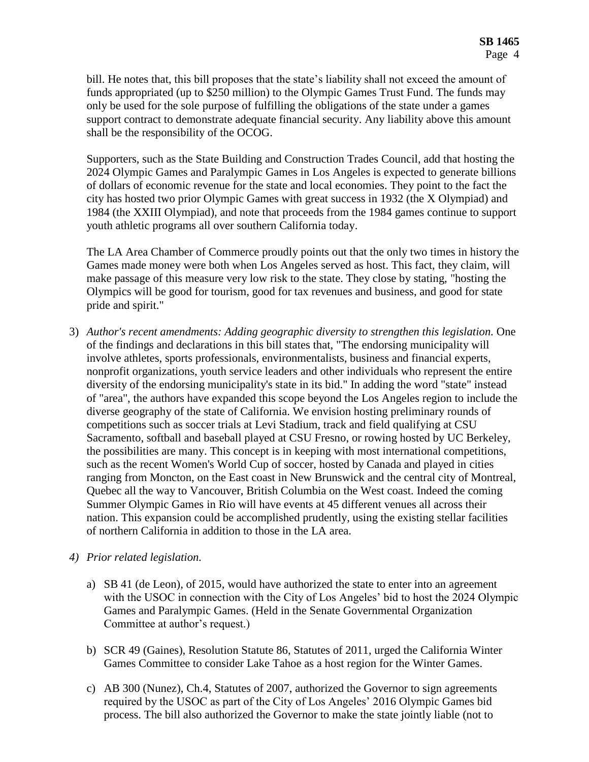bill. He notes that, this bill proposes that the state's liability shall not exceed the amount of funds appropriated (up to $250 million) to the Olympic Games Trust Fund. The funds may only be used for the sole purpose of fulfilling the obligations of the state under a games support contract to demonstrate adequate financial security. Any liability above this amount shall be the responsibility of the OCOG.

Supporters, such as the State Building and Construction Trades Council, add that hosting the 2024 Olympic Games and Paralympic Games in Los Angeles is expected to generate billions of dollars of economic revenue for the state and local economies. They point to the fact the city has hosted two prior Olympic Games with great success in 1932 (the X Olympiad) and 1984 (the XXIII Olympiad), and note that proceeds from the 1984 games continue to support youth athletic programs all over southern California today.

The LA Area Chamber of Commerce proudly points out that the only two times in history the Games made money were both when Los Angeles served as host. This fact, they claim, will make passage of this measure very low risk to the state. They close by stating, "hosting the Olympics will be good for tourism, good for tax revenues and business, and good for state pride and spirit."

3) *Author's recent amendments: Adding geographic diversity to strengthen this legislation.* One of the findings and declarations in this bill states that, "The endorsing municipality will involve athletes, sports professionals, environmentalists, business and financial experts, nonprofit organizations, youth service leaders and other individuals who represent the entire diversity of the endorsing municipality's state in its bid." In adding the word "state" instead of "area", the authors have expanded this scope beyond the Los Angeles region to include the diverse geography of the state of California. We envision hosting preliminary rounds of competitions such as soccer trials at Levi Stadium, track and field qualifying at CSU Sacramento, softball and baseball played at CSU Fresno, or rowing hosted by UC Berkeley, the possibilities are many. This concept is in keeping with most international competitions, such as the recent Women's World Cup of soccer, hosted by Canada and played in cities ranging from Moncton, on the East coast in New Brunswick and the central city of Montreal, Quebec all the way to Vancouver, British Columbia on the West coast. Indeed the coming Summer Olympic Games in Rio will have events at 45 different venues all across their nation. This expansion could be accomplished prudently, using the existing stellar facilities of northern California in addition to those in the LA area.

4) *Prior related legislation.*

   a) SB 41 (de Leon), of 2015, would have authorized the state to enter into an agreement with the USOC in connection with the City of Los Angeles' bid to host the 2024 Olympic Games and Paralympic Games. (Held in the Senate Governmental Organization Committee at author's request.)

   b) SCR 49 (Gaines), Resolution Statute 86, Statutes of 2011, urged the California Winter Games Committee to consider Lake Tahoe as a host region for the Winter Games.

   c) AB 300 (Nunez), Ch.4, Statutes of 2007, authorized the Governor to sign agreements required by the USOC as part of the City of Los Angeles' 2016 Olympic Games bid process. The bill also authorized the Governor to make the state jointly liable (not to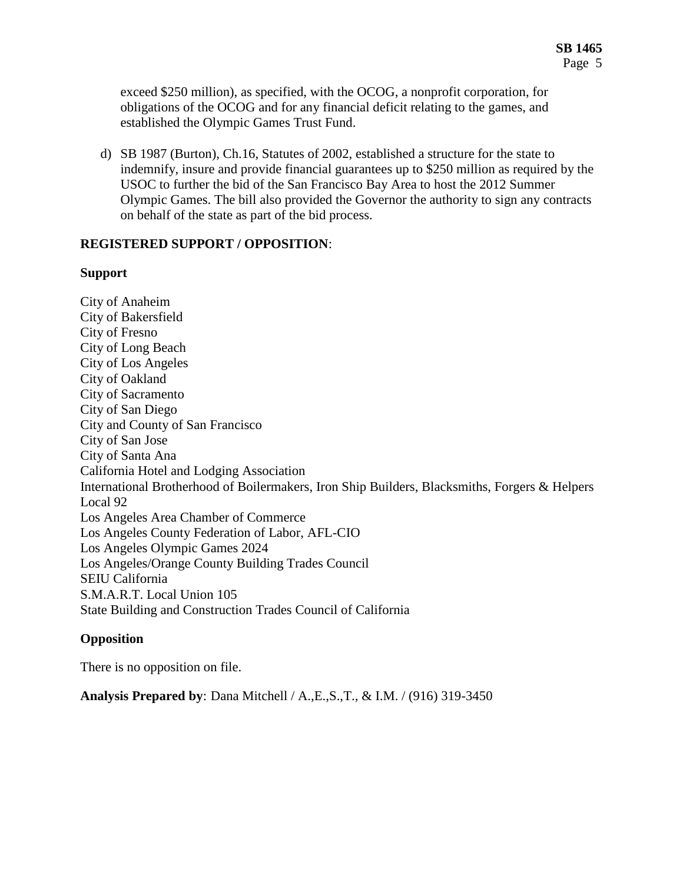exceed $250 million), as specified, with the OCOG, a nonprofit corporation, for obligations of the OCOG and for any financial deficit relating to the games, and established the Olympic Games Trust Fund.

d) SB 1987 (Burton), Ch.16, Statutes of 2002, established a structure for the state to indemnify, insure and provide financial guarantees up to $250 million as required by the USOC to further the bid of the San Francisco Bay Area to host the 2012 Summer Olympic Games. The bill also provided the Governor the authority to sign any contracts on behalf of the state as part of the bid process.

**REGISTERED SUPPORT / OPPOSITION**:

**Support**

City of Anaheim
City of Bakersfield
City of Fresno
City of Long Beach
City of Los Angeles
City of Oakland
City of Sacramento
City of San Diego
City and County of San Francisco
City of San Jose
City of Santa Ana
California Hotel and Lodging Association
International Brotherhood of Boilermakers, Iron Ship Builders, Blacksmiths, Forgers & Helpers Local 92
Los Angeles Area Chamber of Commerce
Los Angeles County Federation of Labor, AFL-CIO
Los Angeles Olympic Games 2024
Los Angeles/Orange County Building Trades Council
SEIU California
S.M.A.R.T. Local Union 105
State Building and Construction Trades Council of California

**Opposition**

There is no opposition on file.

**Analysis Prepared by**: Dana Mitchell / A.,E.,S.,T., & I.M. / (916) 319-3450